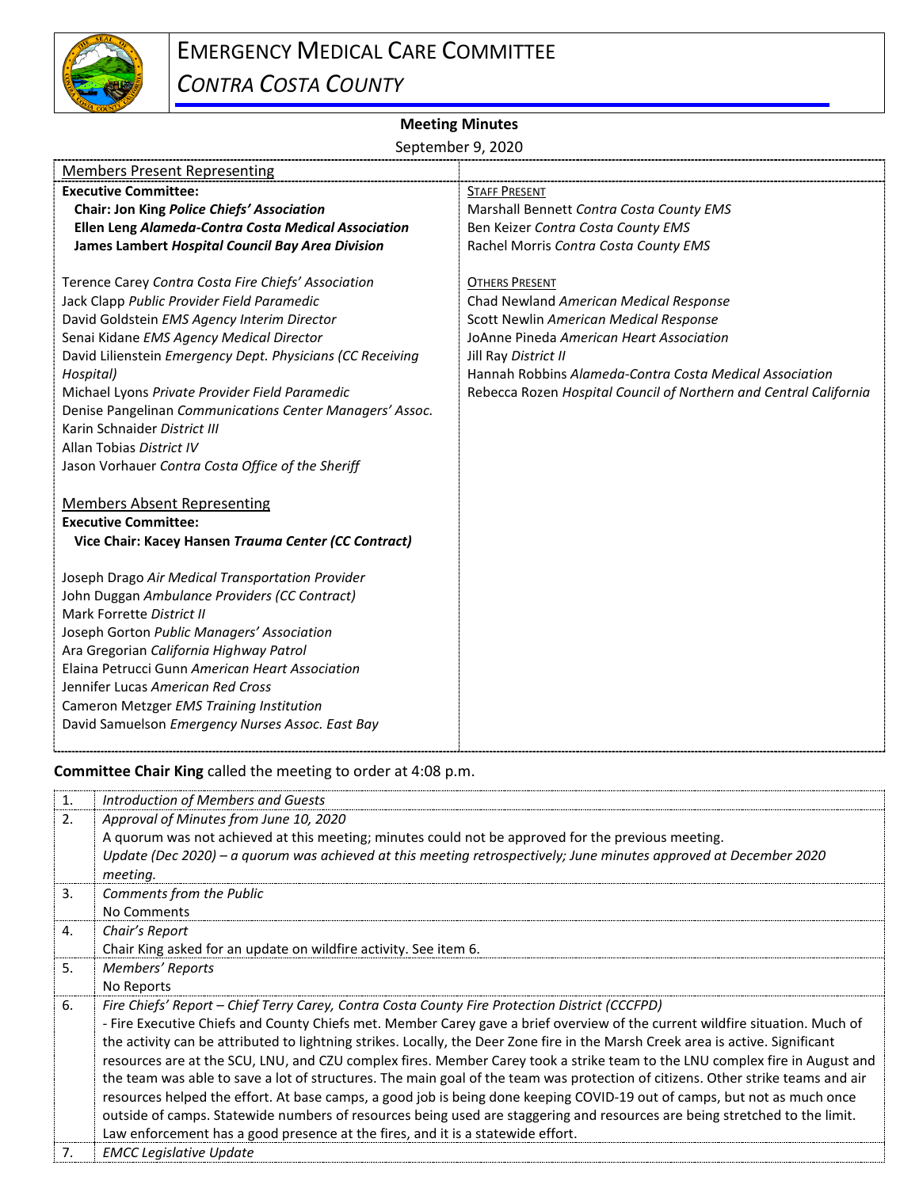# EMERGENCY MEDICAL CARE COMMITTEE

## *CONTRA COSTA COUNTY*

**Meeting Minutes**

September 9, 2020

| Members Present Representing | |
|---|---|
| **Executive Committee:** | STAFF PRESENT |
| **Chair: Jon King *Police Chiefs' Association*** | Marshall Bennett *Contra Costa County EMS* |
| **Ellen Leng *Alameda-Contra Costa Medical Association*** | Ben Keizer *Contra Costa County EMS* |
| **James Lambert *Hospital Council Bay Area Division*** | Rachel Morris *Contra Costa County EMS* |
| | |
| Terence Carey *Contra Costa Fire Chiefs' Association* | OTHERS PRESENT |
| Jack Clapp *Public Provider Field Paramedic* | Chad Newland *American Medical Response* |
| David Goldstein *EMS Agency Interim Director* | Scott Newlin *American Medical Response* |
| Senai Kidane *EMS Agency Medical Director* | JoAnne Pineda *American Heart Association* |
| David Lilienstein *Emergency Dept. Physicians (CC Receiving Hospital)* | Jill Ray *District II* |
| Michael Lyons *Private Provider Field Paramedic* | Hannah Robbins *Alameda-Contra Costa Medical Association* |
| Denise Pangelinan *Communications Center Managers' Assoc.* | Rebecca Rozen *Hospital Council of Northern and Central California* |
| Karin Schnaider *District III* | |
| Allan Tobias *District IV* | |
| Jason Vorhauer *Contra Costa Office of the Sheriff* | |
| | |
| Members Absent Representing | |
| **Executive Committee:** | |
| **Vice Chair: Kacey Hansen *Trauma Center (CC Contract)*** | |
| | |
| Joseph Drago *Air Medical Transportation Provider* | |
| John Duggan *Ambulance Providers (CC Contract)* | |
| Mark Forrette *District II* | |
| Joseph Gorton *Public Managers' Association* | |
| Ara Gregorian *California Highway Patrol* | |
| Elaina Petrucci Gunn *American Heart Association* | |
| Jennifer Lucas *American Red Cross* | |
| Cameron Metzger *EMS Training Institution* | |
| David Samuelson *Emergency Nurses Assoc. East Bay* | |

**Committee Chair King** called the meeting to order at 4:08 p.m.

| | |
|---|---|
| 1. | *Introduction of Members and Guests* |
| 2. | *Approval of Minutes from June 10, 2020*<br>A quorum was not achieved at this meeting; minutes could not be approved for the previous meeting.<br>*Update (Dec 2020) – a quorum was achieved at this meeting retrospectively; June minutes approved at December 2020 meeting.* |
| 3. | *Comments from the Public*<br>No Comments |
| 4. | *Chair's Report*<br>Chair King asked for an update on wildfire activity. See item 6. |
| 5. | *Members' Reports*<br>No Reports |
| 6. | *Fire Chiefs' Report – Chief Terry Carey, Contra Costa County Fire Protection District (CCCFPD)*<br>- Fire Executive Chiefs and County Chiefs met. Member Carey gave a brief overview of the current wildfire situation. Much of the activity can be attributed to lightning strikes. Locally, the Deer Zone fire in the Marsh Creek area is active. Significant resources are at the SCU, LNU, and CZU complex fires. Member Carey took a strike team to the LNU complex fire in August and the team was able to save a lot of structures. The main goal of the team was protection of citizens. Other strike teams and air resources helped the effort. At base camps, a good job is being done keeping COVID-19 out of camps, but not as much once outside of camps. Statewide numbers of resources being used are staggering and resources are being stretched to the limit. Law enforcement has a good presence at the fires, and it is a statewide effort. |
| 7. | *EMCC Legislative Update* |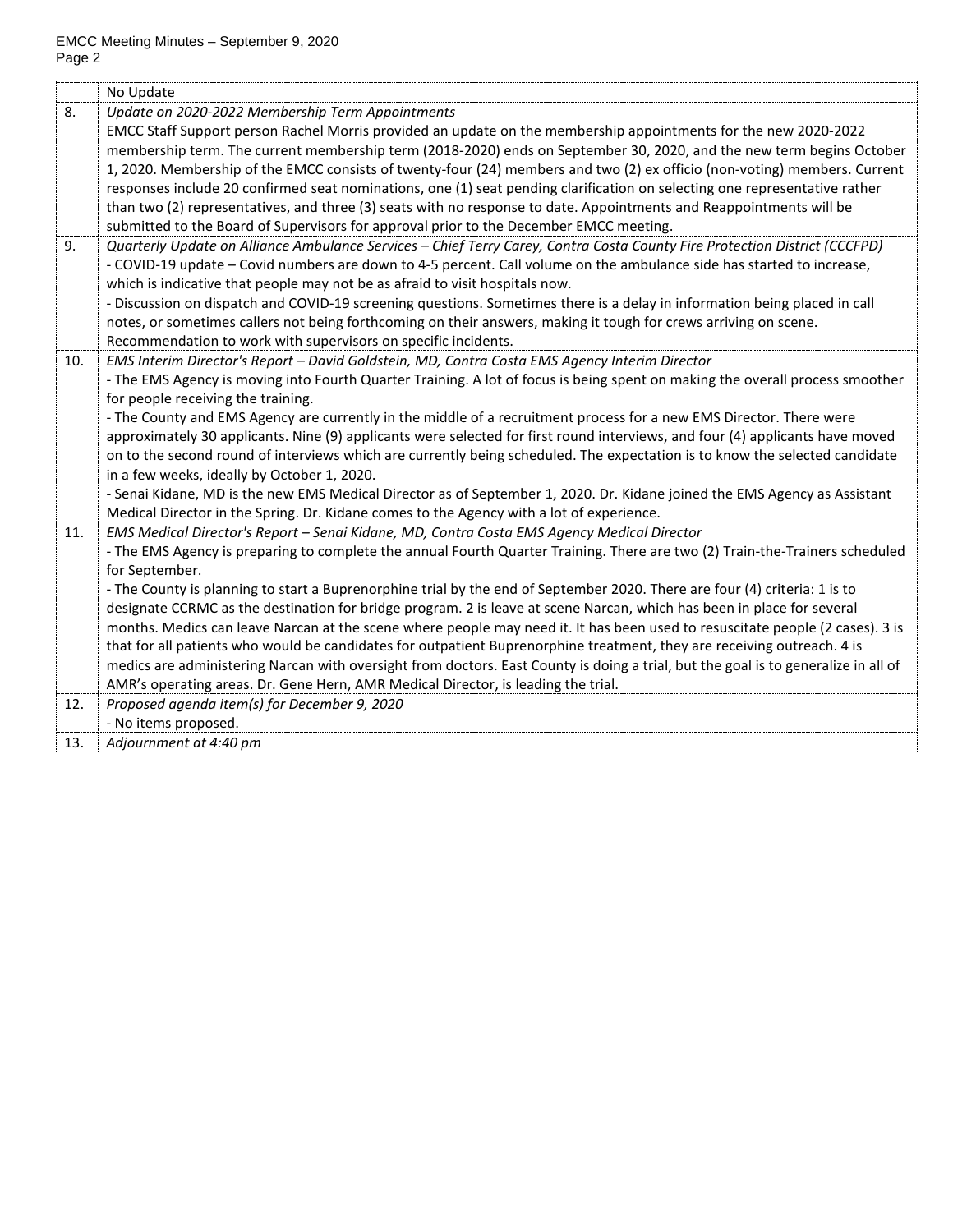| | |
|---|---|
| | No Update |
| 8. | *Update on 2020-2022 Membership Term Appointments*<br>EMCC Staff Support person Rachel Morris provided an update on the membership appointments for the new 2020-2022 membership term. The current membership term (2018-2020) ends on September 30, 2020, and the new term begins October 1, 2020. Membership of the EMCC consists of twenty-four (24) members and two (2) ex officio (non-voting) members. Current responses include 20 confirmed seat nominations, one (1) seat pending clarification on selecting one representative rather than two (2) representatives, and three (3) seats with no response to date. Appointments and Reappointments will be submitted to the Board of Supervisors for approval prior to the December EMCC meeting. |
| 9. | *Quarterly Update on Alliance Ambulance Services – Chief Terry Carey, Contra Costa County Fire Protection District (CCCFPD)*<br>- COVID-19 update – Covid numbers are down to 4-5 percent. Call volume on the ambulance side has started to increase, which is indicative that people may not be as afraid to visit hospitals now.<br>- Discussion on dispatch and COVID-19 screening questions. Sometimes there is a delay in information being placed in call notes, or sometimes callers not being forthcoming on their answers, making it tough for crews arriving on scene. Recommendation to work with supervisors on specific incidents. |
| 10. | *EMS Interim Director's Report – David Goldstein, MD, Contra Costa EMS Agency Interim Director*<br>- The EMS Agency is moving into Fourth Quarter Training. A lot of focus is being spent on making the overall process smoother for people receiving the training.<br>- The County and EMS Agency are currently in the middle of a recruitment process for a new EMS Director. There were approximately 30 applicants. Nine (9) applicants were selected for first round interviews, and four (4) applicants have moved on to the second round of interviews which are currently being scheduled. The expectation is to know the selected candidate in a few weeks, ideally by October 1, 2020.<br>- Senai Kidane, MD is the new EMS Medical Director as of September 1, 2020. Dr. Kidane joined the EMS Agency as Assistant Medical Director in the Spring. Dr. Kidane comes to the Agency with a lot of experience. |
| 11. | *EMS Medical Director's Report – Senai Kidane, MD, Contra Costa EMS Agency Medical Director*<br>- The EMS Agency is preparing to complete the annual Fourth Quarter Training. There are two (2) Train-the-Trainers scheduled for September.<br>- The County is planning to start a Buprenorphine trial by the end of September 2020. There are four (4) criteria: 1 is to designate CCRMC as the destination for bridge program. 2 is leave at scene Narcan, which has been in place for several months. Medics can leave Narcan at the scene where people may need it. It has been used to resuscitate people (2 cases). 3 is that for all patients who would be candidates for outpatient Buprenorphine treatment, they are receiving outreach. 4 is medics are administering Narcan with oversight from doctors. East County is doing a trial, but the goal is to generalize in all of AMR's operating areas. Dr. Gene Hern, AMR Medical Director, is leading the trial. |
| 12. | *Proposed agenda item(s) for December 9, 2020*<br>- No items proposed. |
| 13. | *Adjournment at 4:40 pm* |